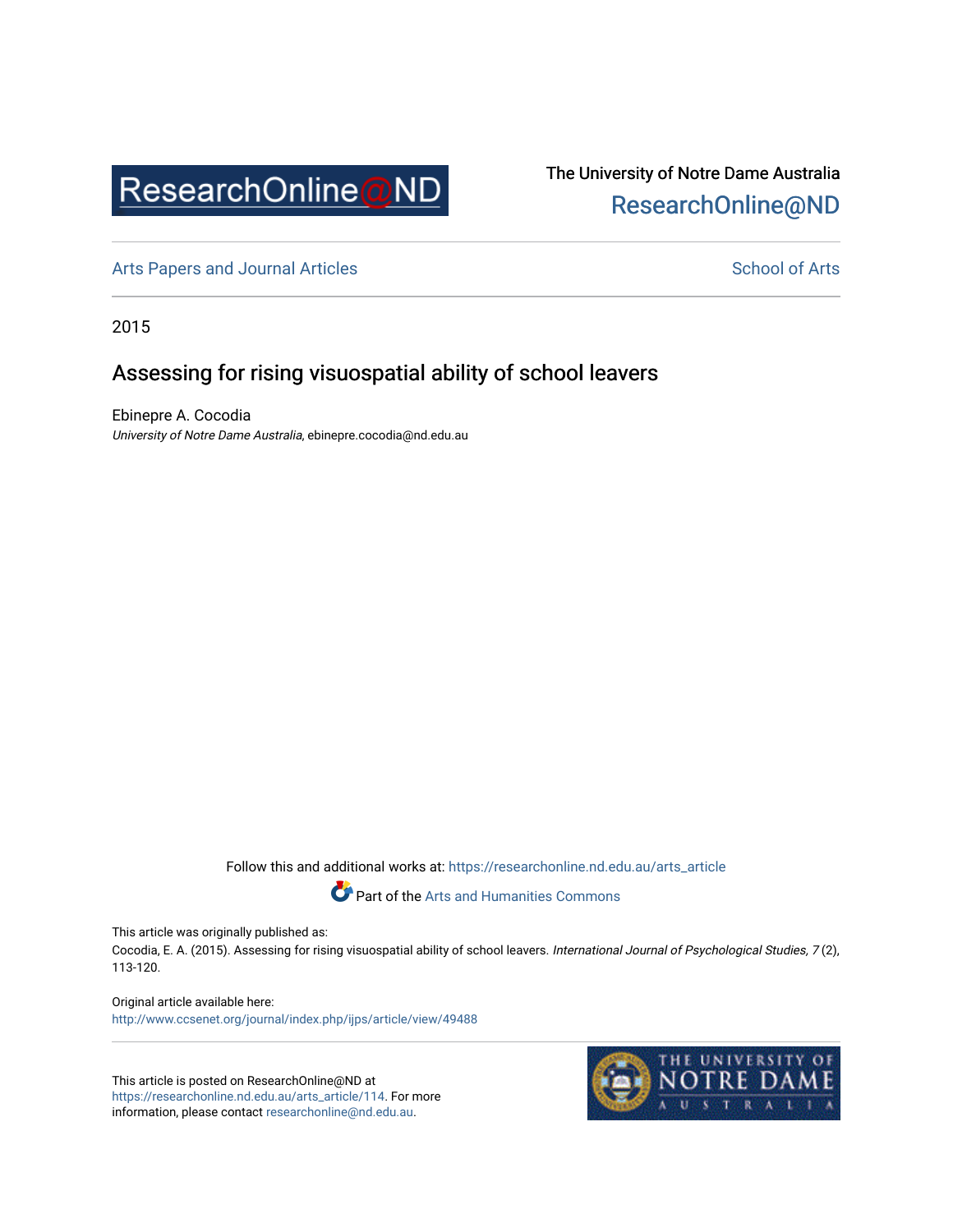ResearchOnline@ND

The University of Notre Dame Australia
ResearchOnline@ND

Arts Papers and Journal Articles | School of Arts

2015

# Assessing for rising visuospatial ability of school leavers

Ebinepre A. Cocodia
*University of Notre Dame Australia*, ebinepre.cocodia@nd.edu.au

Follow this and additional works at: https://researchonline.nd.edu.au/arts_article

Part of the Arts and Humanities Commons

This article was originally published as:
Cocodia, E. A. (2015). Assessing for rising visuospatial ability of school leavers. *International Journal of Psychological Studies, 7* (2), 113-120.

Original article available here:
http://www.ccsenet.org/journal/index.php/ijps/article/view/49488

This article is posted on ResearchOnline@ND at https://researchonline.nd.edu.au/arts_article/114. For more information, please contact researchonline@nd.edu.au.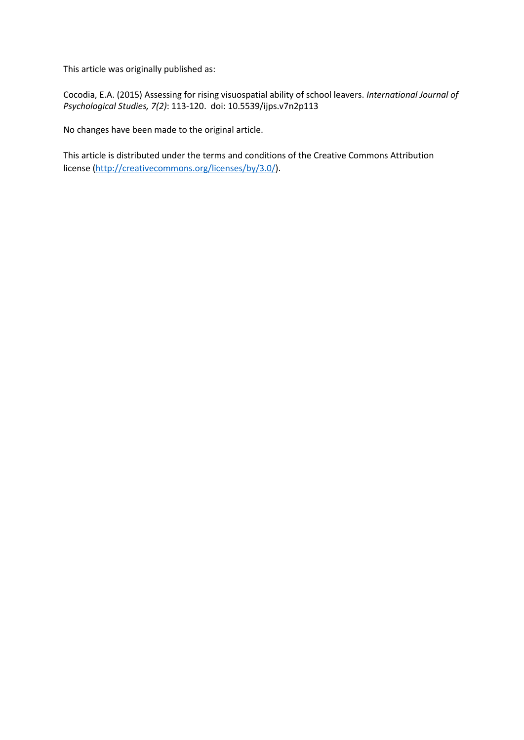This article was originally published as:

Cocodia, E.A. (2015) Assessing for rising visuospatial ability of school leavers. *International Journal of Psychological Studies, 7(2)*: 113-120. doi: 10.5539/ijps.v7n2p113

No changes have been made to the original article.

This article is distributed under the terms and conditions of the Creative Commons Attribution license (http://creativecommons.org/licenses/by/3.0/).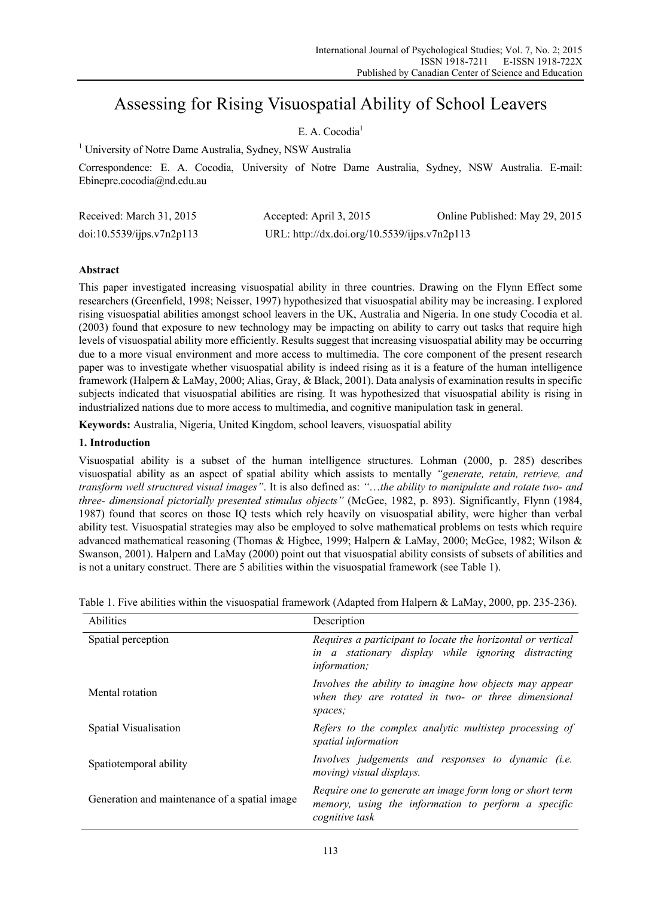# Assessing for Rising Visuospatial Ability of School Leavers

E. A. Cocodia[1]

[1] University of Notre Dame Australia, Sydney, NSW Australia

Correspondence: E. A. Cocodia, University of Notre Dame Australia, Sydney, NSW Australia. E-mail: Ebinepre.cocodia@nd.edu.au

| Received: March 31, 2015 | Accepted: April 3, 2015 | Online Published: May 29, 2015 |
|---|---|---|
| doi:10.5539/ijps.v7n2p113 | URL: http://dx.doi.org/10.5539/ijps.v7n2p113 | |

## Abstract

This paper investigated increasing visuospatial ability in three countries. Drawing on the Flynn Effect some researchers (Greenfield, 1998; Neisser, 1997) hypothesized that visuospatial ability may be increasing. I explored rising visuospatial abilities amongst school leavers in the UK, Australia and Nigeria. In one study Cocodia et al. (2003) found that exposure to new technology may be impacting on ability to carry out tasks that require high levels of visuospatial ability more efficiently. Results suggest that increasing visuospatial ability may be occurring due to a more visual environment and more access to multimedia. The core component of the present research paper was to investigate whether visuospatial ability is indeed rising as it is a feature of the human intelligence framework (Halpern & LaMay, 2000; Alias, Gray, & Black, 2001). Data analysis of examination results in specific subjects indicated that visuospatial abilities are rising. It was hypothesized that visuospatial ability is rising in industrialized nations due to more access to multimedia, and cognitive manipulation task in general.

**Keywords:** Australia, Nigeria, United Kingdom, school leavers, visuospatial ability

## 1. Introduction

Visuospatial ability is a subset of the human intelligence structures. Lohman (2000, p. 285) describes visuospatial ability as an aspect of spatial ability which assists to mentally *"generate, retain, retrieve, and transform well structured visual images"*. It is also defined as: *"…the ability to manipulate and rotate two- and three- dimensional pictorially presented stimulus objects"* (McGee, 1982, p. 893). Significantly, Flynn (1984, 1987) found that scores on those IQ tests which rely heavily on visuospatial ability, were higher than verbal ability test. Visuospatial strategies may also be employed to solve mathematical problems on tests which require advanced mathematical reasoning (Thomas & Higbee, 1999; Halpern & LaMay, 2000; McGee, 1982; Wilson & Swanson, 2001). Halpern and LaMay (2000) point out that visuospatial ability consists of subsets of abilities and is not a unitary construct. There are 5 abilities within the visuospatial framework (see Table 1).

Table 1. Five abilities within the visuospatial framework (Adapted from Halpern & LaMay, 2000, pp. 235-236).

| Abilities | Description |
|---|---|
| Spatial perception | *Requires a participant to locate the horizontal or vertical in a stationary display while ignoring distracting information;* |
| Mental rotation | *Involves the ability to imagine how objects may appear when they are rotated in two- or three dimensional spaces;* |
| Spatial Visualisation | *Refers to the complex analytic multistep processing of spatial information* |
| Spatiotemporal ability | *Involves judgements and responses to dynamic (i.e. moving) visual displays.* |
| Generation and maintenance of a spatial image | *Require one to generate an image form long or short term memory, using the information to perform a specific cognitive task* |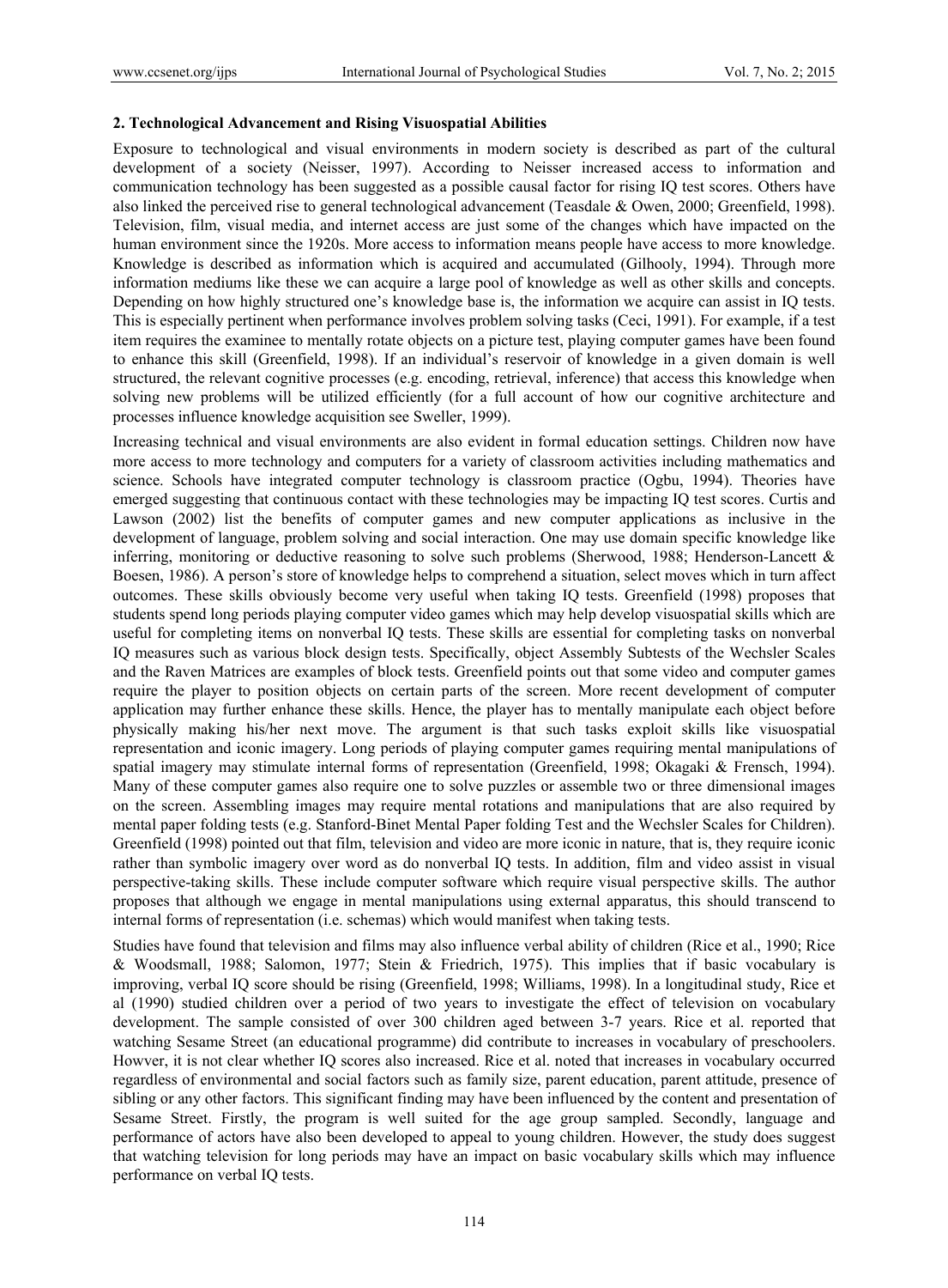## 2. Technological Advancement and Rising Visuospatial Abilities

Exposure to technological and visual environments in modern society is described as part of the cultural development of a society (Neisser, 1997). According to Neisser increased access to information and communication technology has been suggested as a possible causal factor for rising IQ test scores. Others have also linked the perceived rise to general technological advancement (Teasdale & Owen, 2000; Greenfield, 1998). Television, film, visual media, and internet access are just some of the changes which have impacted on the human environment since the 1920s. More access to information means people have access to more knowledge. Knowledge is described as information which is acquired and accumulated (Gilhooly, 1994). Through more information mediums like these we can acquire a large pool of knowledge as well as other skills and concepts. Depending on how highly structured one's knowledge base is, the information we acquire can assist in IQ tests. This is especially pertinent when performance involves problem solving tasks (Ceci, 1991). For example, if a test item requires the examinee to mentally rotate objects on a picture test, playing computer games have been found to enhance this skill (Greenfield, 1998). If an individual's reservoir of knowledge in a given domain is well structured, the relevant cognitive processes (e.g. encoding, retrieval, inference) that access this knowledge when solving new problems will be utilized efficiently (for a full account of how our cognitive architecture and processes influence knowledge acquisition see Sweller, 1999).

Increasing technical and visual environments are also evident in formal education settings. Children now have more access to more technology and computers for a variety of classroom activities including mathematics and science. Schools have integrated computer technology is classroom practice (Ogbu, 1994). Theories have emerged suggesting that continuous contact with these technologies may be impacting IQ test scores. Curtis and Lawson (2002) list the benefits of computer games and new computer applications as inclusive in the development of language, problem solving and social interaction. One may use domain specific knowledge like inferring, monitoring or deductive reasoning to solve such problems (Sherwood, 1988; Henderson-Lancett & Boesen, 1986). A person's store of knowledge helps to comprehend a situation, select moves which in turn affect outcomes. These skills obviously become very useful when taking IQ tests. Greenfield (1998) proposes that students spend long periods playing computer video games which may help develop visuospatial skills which are useful for completing items on nonverbal IQ tests. These skills are essential for completing tasks on nonverbal IQ measures such as various block design tests. Specifically, object Assembly Subtests of the Wechsler Scales and the Raven Matrices are examples of block tests. Greenfield points out that some video and computer games require the player to position objects on certain parts of the screen. More recent development of computer application may further enhance these skills. Hence, the player has to mentally manipulate each object before physically making his/her next move. The argument is that such tasks exploit skills like visuospatial representation and iconic imagery. Long periods of playing computer games requiring mental manipulations of spatial imagery may stimulate internal forms of representation (Greenfield, 1998; Okagaki & Frensch, 1994). Many of these computer games also require one to solve puzzles or assemble two or three dimensional images on the screen. Assembling images may require mental rotations and manipulations that are also required by mental paper folding tests (e.g. Stanford-Binet Mental Paper folding Test and the Wechsler Scales for Children). Greenfield (1998) pointed out that film, television and video are more iconic in nature, that is, they require iconic rather than symbolic imagery over word as do nonverbal IQ tests. In addition, film and video assist in visual perspective-taking skills. These include computer software which require visual perspective skills. The author proposes that although we engage in mental manipulations using external apparatus, this should transcend to internal forms of representation (i.e. schemas) which would manifest when taking tests.

Studies have found that television and films may also influence verbal ability of children (Rice et al., 1990; Rice & Woodsmall, 1988; Salomon, 1977; Stein & Friedrich, 1975). This implies that if basic vocabulary is improving, verbal IQ score should be rising (Greenfield, 1998; Williams, 1998). In a longitudinal study, Rice et al (1990) studied children over a period of two years to investigate the effect of television on vocabulary development. The sample consisted of over 300 children aged between 3-7 years. Rice et al. reported that watching Sesame Street (an educational programme) did contribute to increases in vocabulary of preschoolers. Howver, it is not clear whether IQ scores also increased. Rice et al. noted that increases in vocabulary occurred regardless of environmental and social factors such as family size, parent education, parent attitude, presence of sibling or any other factors. This significant finding may have been influenced by the content and presentation of Sesame Street. Firstly, the program is well suited for the age group sampled. Secondly, language and performance of actors have also been developed to appeal to young children. However, the study does suggest that watching television for long periods may have an impact on basic vocabulary skills which may influence performance on verbal IQ tests.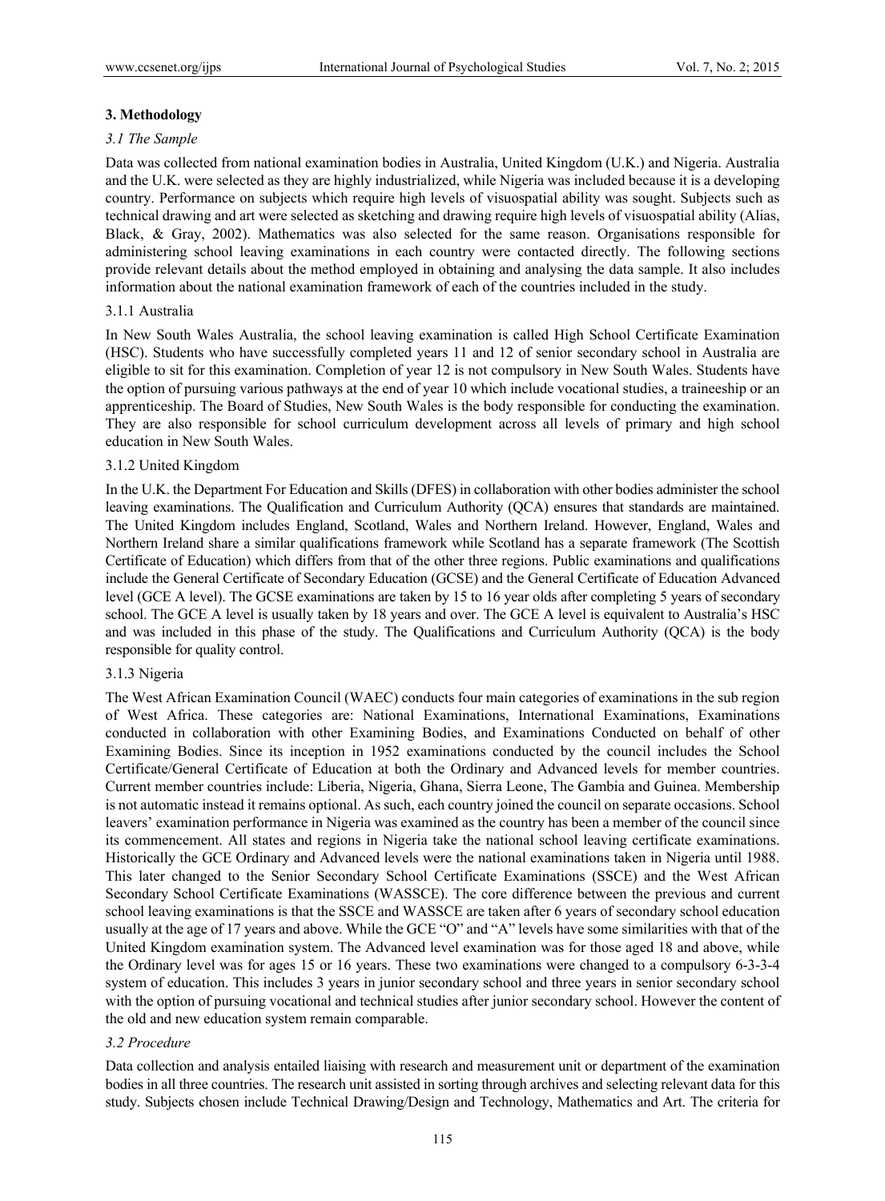## 3. Methodology

### *3.1 The Sample*

Data was collected from national examination bodies in Australia, United Kingdom (U.K.) and Nigeria. Australia and the U.K. were selected as they are highly industrialized, while Nigeria was included because it is a developing country. Performance on subjects which require high levels of visuospatial ability was sought. Subjects such as technical drawing and art were selected as sketching and drawing require high levels of visuospatial ability (Alias, Black, & Gray, 2002). Mathematics was also selected for the same reason. Organisations responsible for administering school leaving examinations in each country were contacted directly. The following sections provide relevant details about the method employed in obtaining and analysing the data sample. It also includes information about the national examination framework of each of the countries included in the study.

#### 3.1.1 Australia

In New South Wales Australia, the school leaving examination is called High School Certificate Examination (HSC). Students who have successfully completed years 11 and 12 of senior secondary school in Australia are eligible to sit for this examination. Completion of year 12 is not compulsory in New South Wales. Students have the option of pursuing various pathways at the end of year 10 which include vocational studies, a traineeship or an apprenticeship. The Board of Studies, New South Wales is the body responsible for conducting the examination. They are also responsible for school curriculum development across all levels of primary and high school education in New South Wales.

#### 3.1.2 United Kingdom

In the U.K. the Department For Education and Skills (DFES) in collaboration with other bodies administer the school leaving examinations. The Qualification and Curriculum Authority (QCA) ensures that standards are maintained. The United Kingdom includes England, Scotland, Wales and Northern Ireland. However, England, Wales and Northern Ireland share a similar qualifications framework while Scotland has a separate framework (The Scottish Certificate of Education) which differs from that of the other three regions. Public examinations and qualifications include the General Certificate of Secondary Education (GCSE) and the General Certificate of Education Advanced level (GCE A level). The GCSE examinations are taken by 15 to 16 year olds after completing 5 years of secondary school. The GCE A level is usually taken by 18 years and over. The GCE A level is equivalent to Australia's HSC and was included in this phase of the study. The Qualifications and Curriculum Authority (QCA) is the body responsible for quality control.

#### 3.1.3 Nigeria

The West African Examination Council (WAEC) conducts four main categories of examinations in the sub region of West Africa. These categories are: National Examinations, International Examinations, Examinations conducted in collaboration with other Examining Bodies, and Examinations Conducted on behalf of other Examining Bodies. Since its inception in 1952 examinations conducted by the council includes the School Certificate/General Certificate of Education at both the Ordinary and Advanced levels for member countries. Current member countries include: Liberia, Nigeria, Ghana, Sierra Leone, The Gambia and Guinea. Membership is not automatic instead it remains optional. As such, each country joined the council on separate occasions. School leavers' examination performance in Nigeria was examined as the country has been a member of the council since its commencement. All states and regions in Nigeria take the national school leaving certificate examinations. Historically the GCE Ordinary and Advanced levels were the national examinations taken in Nigeria until 1988. This later changed to the Senior Secondary School Certificate Examinations (SSCE) and the West African Secondary School Certificate Examinations (WASSCE). The core difference between the previous and current school leaving examinations is that the SSCE and WASSCE are taken after 6 years of secondary school education usually at the age of 17 years and above. While the GCE "O" and "A" levels have some similarities with that of the United Kingdom examination system. The Advanced level examination was for those aged 18 and above, while the Ordinary level was for ages 15 or 16 years. These two examinations were changed to a compulsory 6-3-3-4 system of education. This includes 3 years in junior secondary school and three years in senior secondary school with the option of pursuing vocational and technical studies after junior secondary school. However the content of the old and new education system remain comparable.

### *3.2 Procedure*

Data collection and analysis entailed liaising with research and measurement unit or department of the examination bodies in all three countries. The research unit assisted in sorting through archives and selecting relevant data for this study. Subjects chosen include Technical Drawing/Design and Technology, Mathematics and Art. The criteria for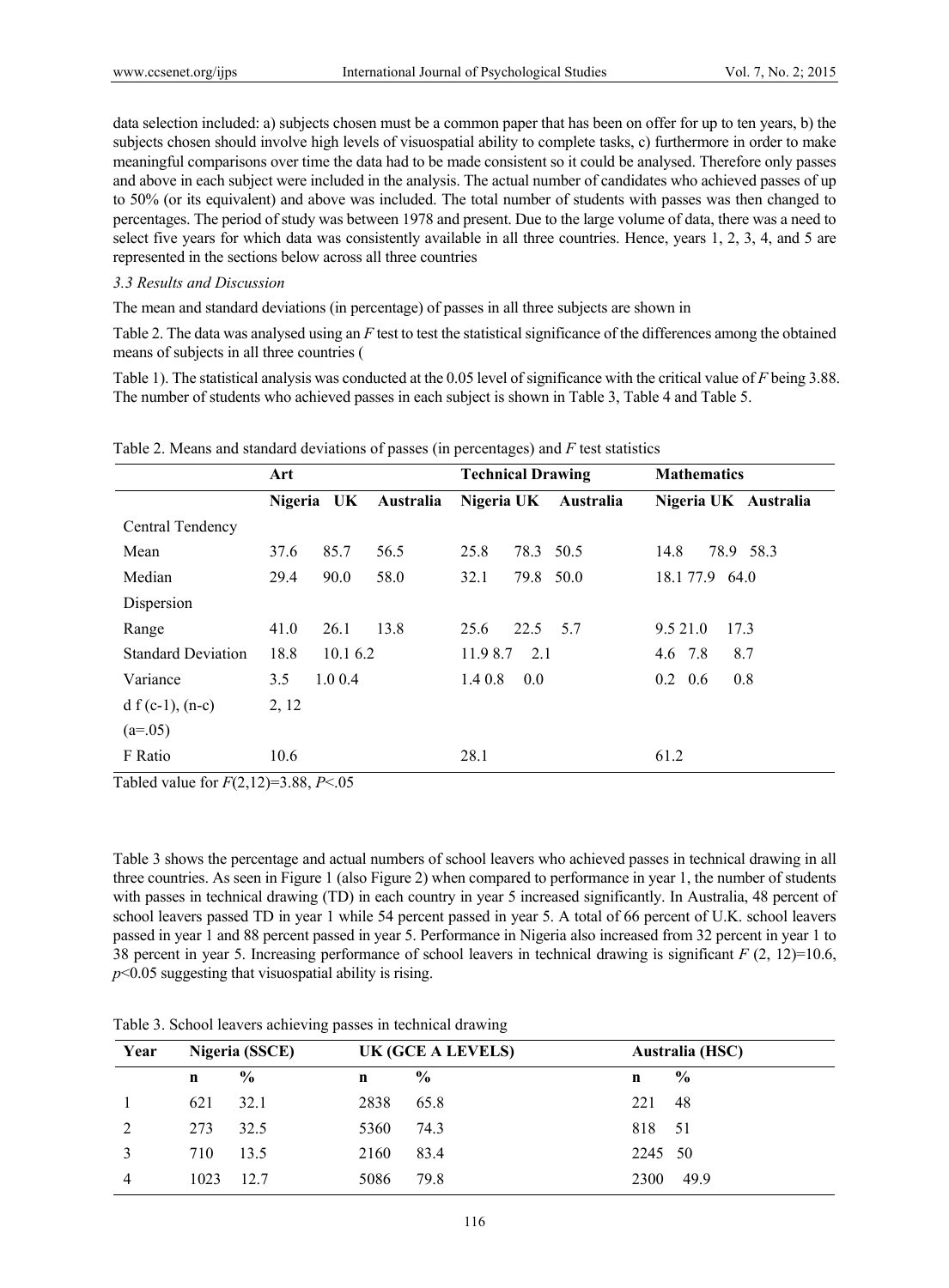data selection included: a) subjects chosen must be a common paper that has been on offer for up to ten years, b) the subjects chosen should involve high levels of visuospatial ability to complete tasks, c) furthermore in order to make meaningful comparisons over time the data had to be made consistent so it could be analysed. Therefore only passes and above in each subject were included in the analysis. The actual number of candidates who achieved passes of up to 50% (or its equivalent) and above was included. The total number of students with passes was then changed to percentages. The period of study was between 1978 and present. Due to the large volume of data, there was a need to select five years for which data was consistently available in all three countries. Hence, years 1, 2, 3, 4, and 5 are represented in the sections below across all three countries

*3.3 Results and Discussion*

The mean and standard deviations (in percentage) of passes in all three subjects are shown in

Table 2. The data was analysed using an *F* test to test the statistical significance of the differences among the obtained means of subjects in all three countries (

Table 1). The statistical analysis was conducted at the 0.05 level of significance with the critical value of *F* being 3.88. The number of students who achieved passes in each subject is shown in Table 3, Table 4 and Table 5.

Table 2. Means and standard deviations of passes (in percentages) and *F* test statistics

| | Art | | | Technical Drawing | | | Mathematics | | |
|---|---|---|---|---|---|---|---|---|---|
| | Nigeria | UK | Australia | Nigeria | UK | Australia | Nigeria | UK | Australia |
| Central Tendency | | | | | | | | | |
| Mean | 37.6 | 85.7 | 56.5 | 25.8 | 78.3 | 50.5 | 14.8 | 78.9 | 58.3 |
| Median | 29.4 | 90.0 | 58.0 | 32.1 | 79.8 | 50.0 | 18.1 | 77.9 | 64.0 |
| Dispersion | | | | | | | | | |
| Range | 41.0 | 26.1 | 13.8 | 25.6 | 22.5 | 5.7 | 9.5 | 21.0 | 17.3 |
| Standard Deviation | 18.8 | 10.1 | 6.2 | 11.9 | 8.7 | 2.1 | 4.6 | 7.8 | 8.7 |
| Variance | 3.5 | 1.0 | 0.4 | 1.4 | 0.8 | 0.0 | 0.2 | 0.6 | 0.8 |
| d f (c-1), (n-c) | 2, 12 | | | | | | | | |
| (a=.05) | | | | | | | | | |
| F Ratio | 10.6 | | | 28.1 | | | 61.2 | | |

Tabled value for $F(2,12)=3.88$, $P<.05$

Table 3 shows the percentage and actual numbers of school leavers who achieved passes in technical drawing in all three countries. As seen in Figure 1 (also Figure 2) when compared to performance in year 1, the number of students with passes in technical drawing (TD) in each country in year 5 increased significantly. In Australia, 48 percent of school leavers passed TD in year 1 while 54 percent passed in year 5. A total of 66 percent of U.K. school leavers passed in year 1 and 88 percent passed in year 5. Performance in Nigeria also increased from 32 percent in year 1 to 38 percent in year 5. Increasing performance of school leavers in technical drawing is significant $F(2, 12)=10.6$, $p<0.05$ suggesting that visuospatial ability is rising.

Table 3. School leavers achieving passes in technical drawing

| Year | Nigeria (SSCE) | | UK (GCE A LEVELS) | | Australia (HSC) | |
|---|---|---|---|---|---|---|
| | n | % | n | % | n | % |
| 1 | 621 | 32.1 | 2838 | 65.8 | 221 | 48 |
| 2 | 273 | 32.5 | 5360 | 74.3 | 818 | 51 |
| 3 | 710 | 13.5 | 2160 | 83.4 | 2245 | 50 |
| 4 | 1023 | 12.7 | 5086 | 79.8 | 2300 | 49.9 |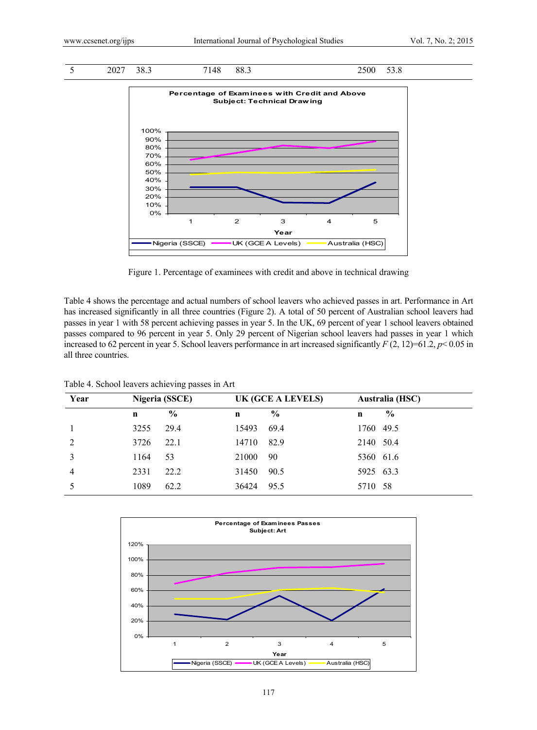| 5 | 2027 | 38.3 | 7148 | 88.3 | 2500 | 53.8 |
|---|---|---|---|---|---|---|

Figure 1. Percentage of examinees with credit and above in technical drawing

Table 4 shows the percentage and actual numbers of school leavers who achieved passes in art. Performance in Art has increased significantly in all three countries (Figure 2). A total of 50 percent of Australian school leavers had passes in year 1 with 58 percent achieving passes in year 5. In the UK, 69 percent of year 1 school leavers obtained passes compared to 96 percent in year 5. Only 29 percent of Nigerian school leavers had passes in year 1 which increased to 62 percent in year 5. School leavers performance in art increased significantly $F(2, 12)=61.2$, $p< 0.05$ in all three countries.

Table 4. School leavers achieving passes in Art

| Year | Nigeria (SSCE) | | UK (GCE A LEVELS) | | Australia (HSC) | |
|---|---|---|---|---|---|---|
| | n | % | n | % | n | % |
| 1 | 3255 | 29.4 | 15493 | 69.4 | 1760 | 49.5 |
| 2 | 3726 | 22.1 | 14710 | 82.9 | 2140 | 50.4 |
| 3 | 1164 | 53 | 21000 | 90 | 5360 | 61.6 |
| 4 | 2331 | 22.2 | 31450 | 90.5 | 5925 | 63.3 |
| 5 | 1089 | 62.2 | 36424 | 95.5 | 5710 | 58 |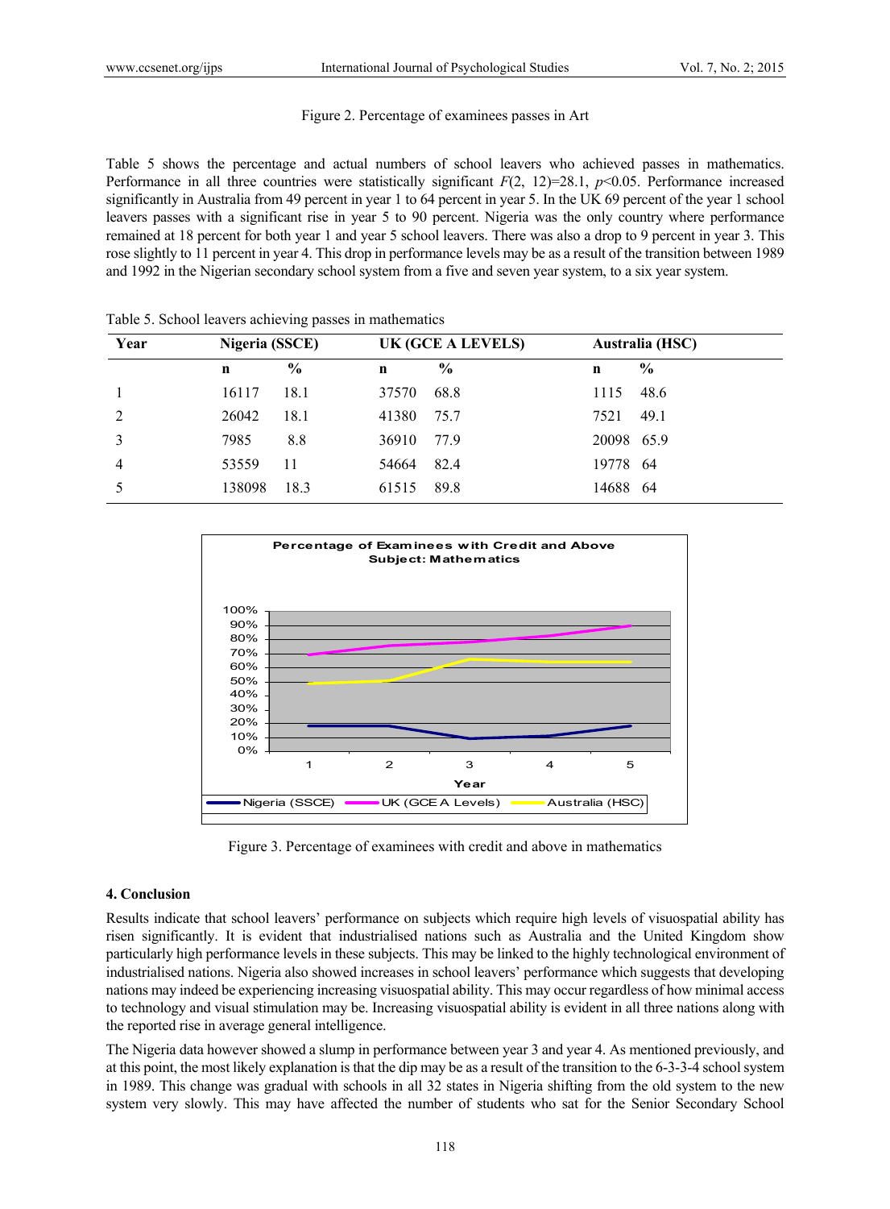Figure 2. Percentage of examinees passes in Art

Table 5 shows the percentage and actual numbers of school leavers who achieved passes in mathematics. Performance in all three countries were statistically significant $F(2, 12)=28.1$, $p<0.05$. Performance increased significantly in Australia from 49 percent in year 1 to 64 percent in year 5. In the UK 69 percent of the year 1 school leavers passes with a significant rise in year 5 to 90 percent. Nigeria was the only country where performance remained at 18 percent for both year 1 and year 5 school leavers. There was also a drop to 9 percent in year 3. This rose slightly to 11 percent in year 4. This drop in performance levels may be as a result of the transition between 1989 and 1992 in the Nigerian secondary school system from a five and seven year system, to a six year system.

Table 5. School leavers achieving passes in mathematics

| Year | Nigeria (SSCE) | | UK (GCE A LEVELS) | | Australia (HSC) | |
|---|---|---|---|---|---|---|
| | n | % | n | % | n | % |
| 1 | 16117 | 18.1 | 37570 | 68.8 | 1115 | 48.6 |
| 2 | 26042 | 18.1 | 41380 | 75.7 | 7521 | 49.1 |
| 3 | 7985 | 8.8 | 36910 | 77.9 | 20098 | 65.9 |
| 4 | 53559 | 11 | 54664 | 82.4 | 19778 | 64 |
| 5 | 138098 | 18.3 | 61515 | 89.8 | 14688 | 64 |

Figure 3. Percentage of examinees with credit and above in mathematics

## 4. Conclusion

Results indicate that school leavers' performance on subjects which require high levels of visuospatial ability has risen significantly. It is evident that industrialised nations such as Australia and the United Kingdom show particularly high performance levels in these subjects. This may be linked to the highly technological environment of industrialised nations. Nigeria also showed increases in school leavers' performance which suggests that developing nations may indeed be experiencing increasing visuospatial ability. This may occur regardless of how minimal access to technology and visual stimulation may be. Increasing visuospatial ability is evident in all three nations along with the reported rise in average general intelligence.

The Nigeria data however showed a slump in performance between year 3 and year 4. As mentioned previously, and at this point, the most likely explanation is that the dip may be as a result of the transition to the 6-3-3-4 school system in 1989. This change was gradual with schools in all 32 states in Nigeria shifting from the old system to the new system very slowly. This may have affected the number of students who sat for the Senior Secondary School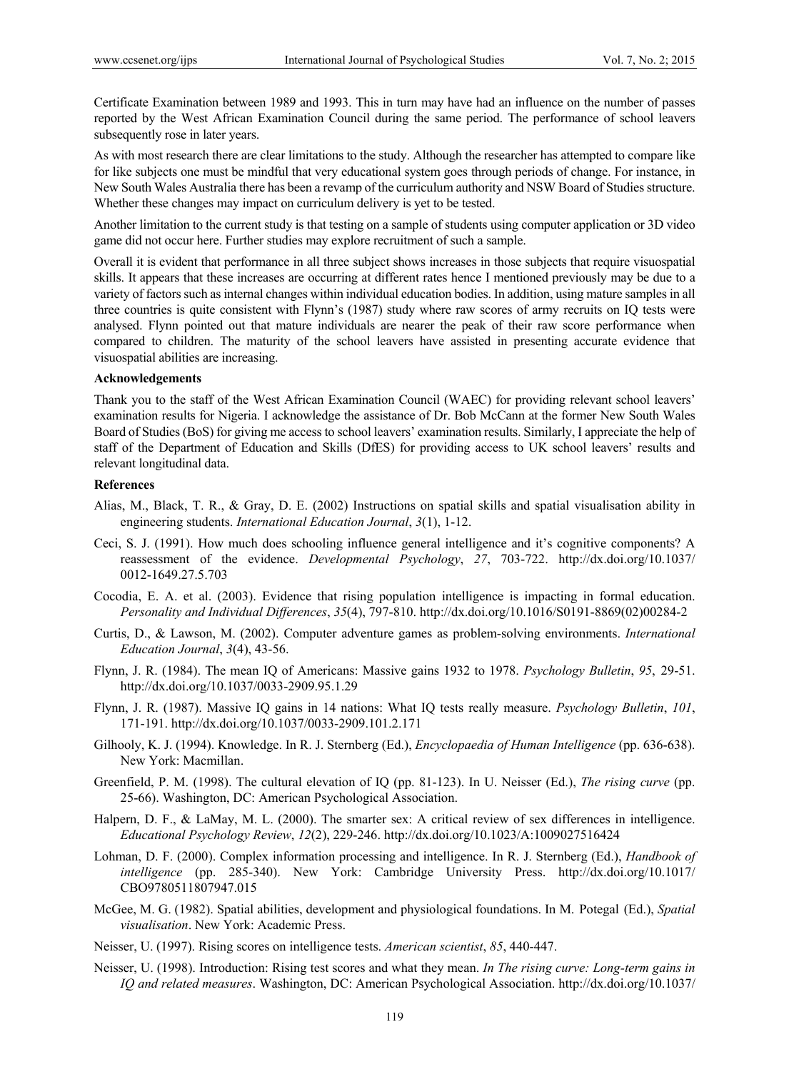Certificate Examination between 1989 and 1993. This in turn may have had an influence on the number of passes reported by the West African Examination Council during the same period. The performance of school leavers subsequently rose in later years.

As with most research there are clear limitations to the study. Although the researcher has attempted to compare like for like subjects one must be mindful that very educational system goes through periods of change. For instance, in New South Wales Australia there has been a revamp of the curriculum authority and NSW Board of Studies structure. Whether these changes may impact on curriculum delivery is yet to be tested.

Another limitation to the current study is that testing on a sample of students using computer application or 3D video game did not occur here. Further studies may explore recruitment of such a sample.

Overall it is evident that performance in all three subject shows increases in those subjects that require visuospatial skills. It appears that these increases are occurring at different rates hence I mentioned previously may be due to a variety of factors such as internal changes within individual education bodies. In addition, using mature samples in all three countries is quite consistent with Flynn's (1987) study where raw scores of army recruits on IQ tests were analysed. Flynn pointed out that mature individuals are nearer the peak of their raw score performance when compared to children. The maturity of the school leavers have assisted in presenting accurate evidence that visuospatial abilities are increasing.

**Acknowledgements**

Thank you to the staff of the West African Examination Council (WAEC) for providing relevant school leavers' examination results for Nigeria. I acknowledge the assistance of Dr. Bob McCann at the former New South Wales Board of Studies (BoS) for giving me access to school leavers' examination results. Similarly, I appreciate the help of staff of the Department of Education and Skills (DfES) for providing access to UK school leavers' results and relevant longitudinal data.

**References**

Alias, M., Black, T. R., & Gray, D. E. (2002) Instructions on spatial skills and spatial visualisation ability in engineering students. *International Education Journal*, *3*(1), 1-12.

Ceci, S. J. (1991). How much does schooling influence general intelligence and it's cognitive components? A reassessment of the evidence. *Developmental Psychology*, *27*, 703-722. http://dx.doi.org/10.1037/0012-1649.27.5.703

Cocodia, E. A. et al. (2003). Evidence that rising population intelligence is impacting in formal education. *Personality and Individual Differences*, *35*(4), 797-810. http://dx.doi.org/10.1016/S0191-8869(02)00284-2

Curtis, D., & Lawson, M. (2002). Computer adventure games as problem-solving environments. *International Education Journal*, *3*(4), 43-56.

Flynn, J. R. (1984). The mean IQ of Americans: Massive gains 1932 to 1978. *Psychology Bulletin*, *95*, 29-51. http://dx.doi.org/10.1037/0033-2909.95.1.29

Flynn, J. R. (1987). Massive IQ gains in 14 nations: What IQ tests really measure. *Psychology Bulletin*, *101*, 171-191. http://dx.doi.org/10.1037/0033-2909.101.2.171

Gilhooly, K. J. (1994). Knowledge. In R. J. Sternberg (Ed.), *Encyclopaedia of Human Intelligence* (pp. 636-638). New York: Macmillan.

Greenfield, P. M. (1998). The cultural elevation of IQ (pp. 81-123). In U. Neisser (Ed.), *The rising curve* (pp. 25-66). Washington, DC: American Psychological Association.

Halpern, D. F., & LaMay, M. L. (2000). The smarter sex: A critical review of sex differences in intelligence. *Educational Psychology Review*, *12*(2), 229-246. http://dx.doi.org/10.1023/A:1009027516424

Lohman, D. F. (2000). Complex information processing and intelligence. In R. J. Sternberg (Ed.), *Handbook of intelligence* (pp. 285-340). New York: Cambridge University Press. http://dx.doi.org/10.1017/CBO9780511807947.015

McGee, M. G. (1982). Spatial abilities, development and physiological foundations. In M. Potegal (Ed.), *Spatial visualisation*. New York: Academic Press.

Neisser, U. (1997). Rising scores on intelligence tests. *American scientist*, *85*, 440-447.

Neisser, U. (1998). Introduction: Rising test scores and what they mean. *In The rising curve: Long-term gains in IQ and related measures*. Washington, DC: American Psychological Association. http://dx.doi.org/10.1037/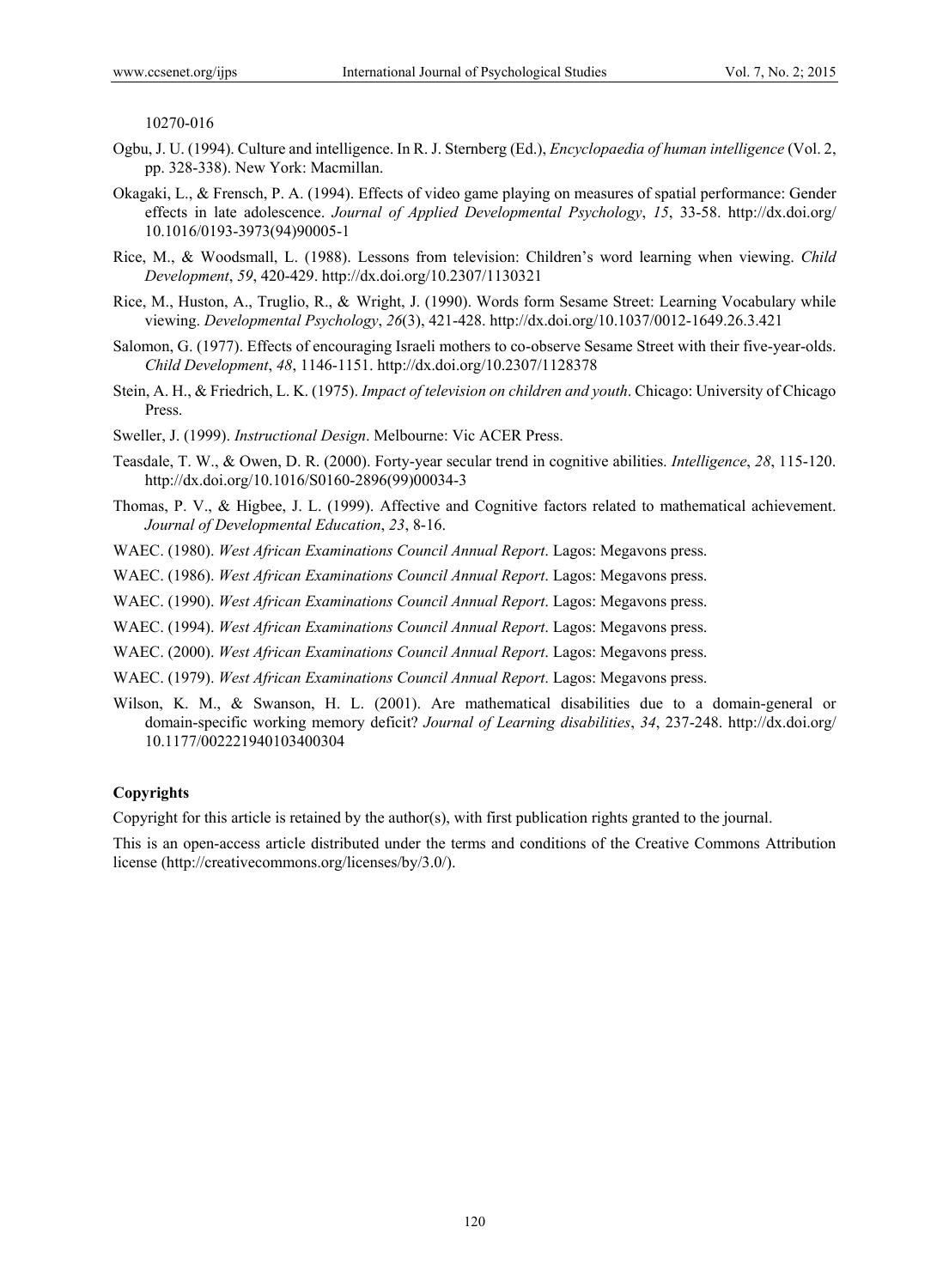10270-016

Ogbu, J. U. (1994). Culture and intelligence. In R. J. Sternberg (Ed.), *Encyclopaedia of human intelligence* (Vol. 2, pp. 328-338). New York: Macmillan.

Okagaki, L., & Frensch, P. A. (1994). Effects of video game playing on measures of spatial performance: Gender effects in late adolescence. *Journal of Applied Developmental Psychology*, *15*, 33-58. http://dx.doi.org/10.1016/0193-3973(94)90005-1

Rice, M., & Woodsmall, L. (1988). Lessons from television: Children's word learning when viewing. *Child Development*, *59*, 420-429. http://dx.doi.org/10.2307/1130321

Rice, M., Huston, A., Truglio, R., & Wright, J. (1990). Words form Sesame Street: Learning Vocabulary while viewing. *Developmental Psychology*, *26*(3), 421-428. http://dx.doi.org/10.1037/0012-1649.26.3.421

Salomon, G. (1977). Effects of encouraging Israeli mothers to co-observe Sesame Street with their five-year-olds. *Child Development*, *48*, 1146-1151. http://dx.doi.org/10.2307/1128378

Stein, A. H., & Friedrich, L. K. (1975). *Impact of television on children and youth*. Chicago: University of Chicago Press.

Sweller, J. (1999). *Instructional Design*. Melbourne: Vic ACER Press.

Teasdale, T. W., & Owen, D. R. (2000). Forty-year secular trend in cognitive abilities. *Intelligence*, *28*, 115-120. http://dx.doi.org/10.1016/S0160-2896(99)00034-3

Thomas, P. V., & Higbee, J. L. (1999). Affective and Cognitive factors related to mathematical achievement. *Journal of Developmental Education*, *23*, 8-16.

WAEC. (1980). *West African Examinations Council Annual Report*. Lagos: Megavons press.

WAEC. (1986). *West African Examinations Council Annual Report*. Lagos: Megavons press.

WAEC. (1990). *West African Examinations Council Annual Report*. Lagos: Megavons press.

WAEC. (1994). *West African Examinations Council Annual Report*. Lagos: Megavons press.

WAEC. (2000). *West African Examinations Council Annual Report*. Lagos: Megavons press.

WAEC. (1979). *West African Examinations Council Annual Report*. Lagos: Megavons press.

Wilson, K. M., & Swanson, H. L. (2001). Are mathematical disabilities due to a domain-general or domain-specific working memory deficit? *Journal of Learning disabilities*, *34*, 237-248. http://dx.doi.org/10.1177/002221940103400304

**Copyrights**

Copyright for this article is retained by the author(s), with first publication rights granted to the journal.

This is an open-access article distributed under the terms and conditions of the Creative Commons Attribution license (http://creativecommons.org/licenses/by/3.0/).